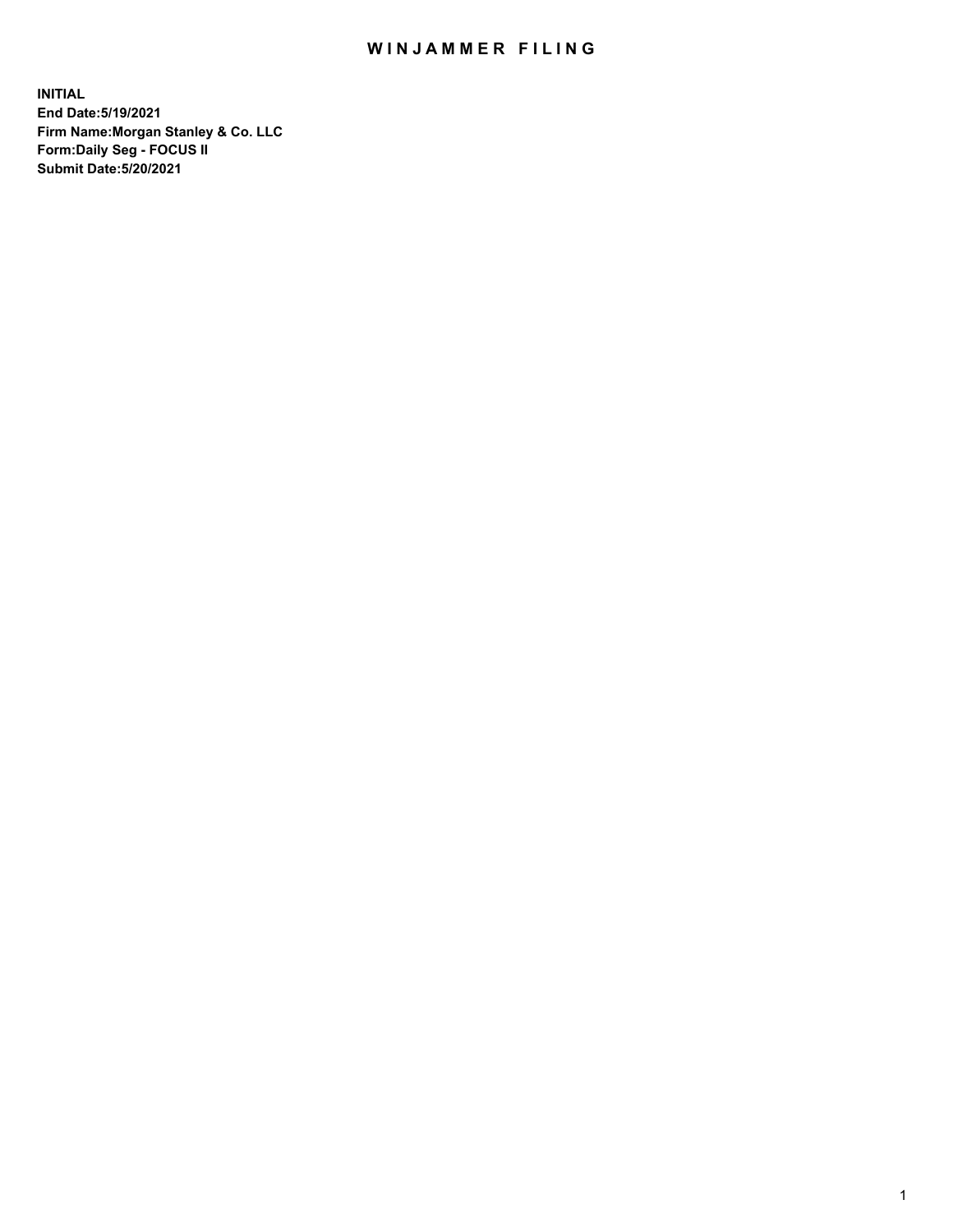# WINJAMMER FILING

**INITIAL**
**End Date:5/19/2021**
**Firm Name:Morgan Stanley & Co. LLC**
**Form:Daily Seg - FOCUS II**
**Submit Date:5/20/2021**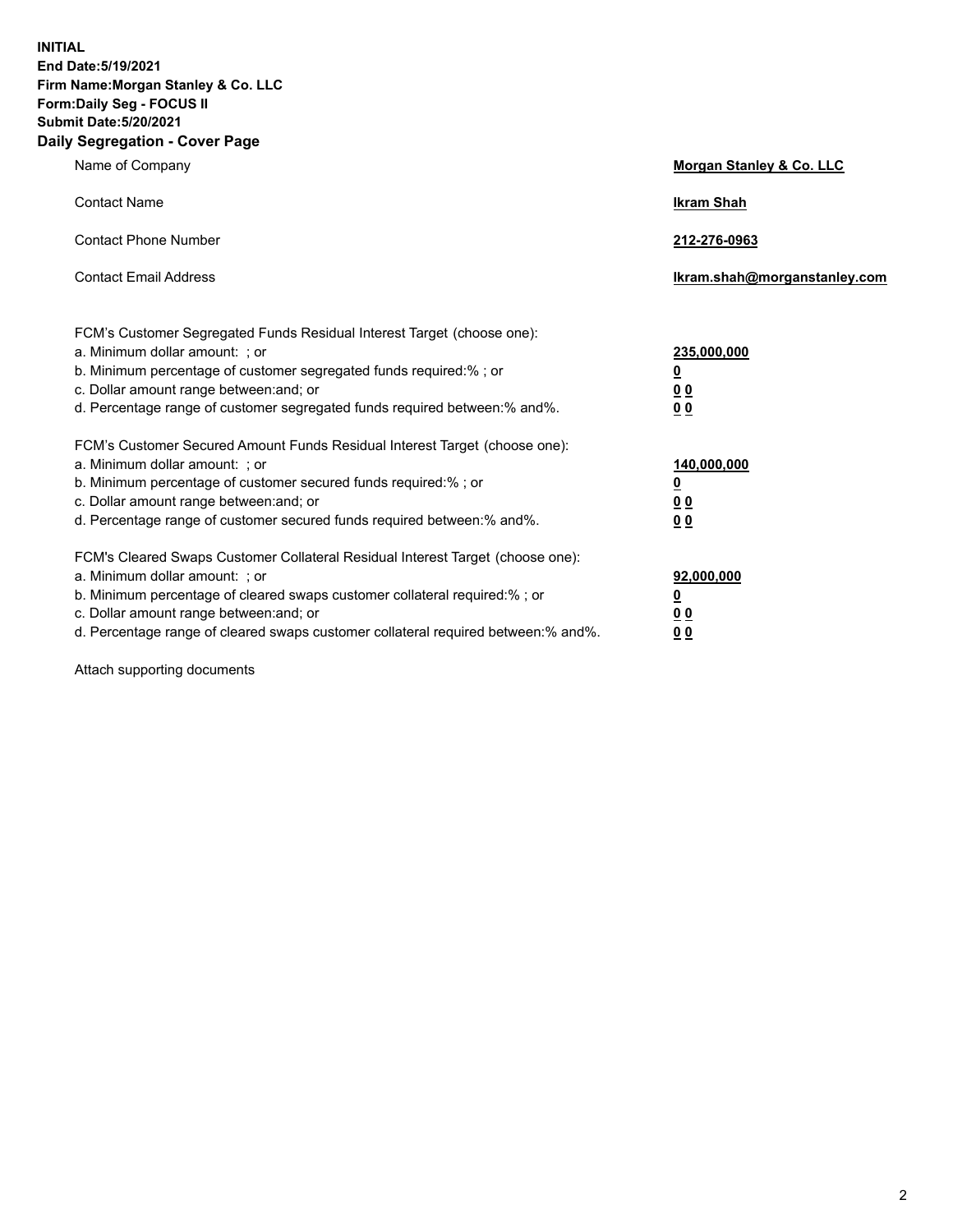**INITIAL**
**End Date:5/19/2021**
**Firm Name:Morgan Stanley & Co. LLC**
**Form:Daily Seg - FOCUS II**
**Submit Date:5/20/2021**

## Daily Segregation - Cover Page

| | |
|---|---|
| Name of Company | **Morgan Stanley & Co. LLC** |
| Contact Name | **Ikram Shah** |
| Contact Phone Number | **212-276-0963** |
| Contact Email Address | **Ikram.shah@morganstanley.com** |

FCM's Customer Segregated Funds Residual Interest Target (choose one):

| | |
|---|---|
| a. Minimum dollar amount: ; or | **235,000,000** |
| b. Minimum percentage of customer segregated funds required:% ; or | **0** |
| c. Dollar amount range between:and; or | **0 0** |
| d. Percentage range of customer segregated funds required between:% and%. | **0 0** |

FCM's Customer Secured Amount Funds Residual Interest Target (choose one):

| | |
|---|---|
| a. Minimum dollar amount: ; or | **140,000,000** |
| b. Minimum percentage of customer secured funds required:% ; or | **0** |
| c. Dollar amount range between:and; or | **0 0** |
| d. Percentage range of customer secured funds required between:% and%. | **0 0** |

FCM's Cleared Swaps Customer Collateral Residual Interest Target (choose one):

| | |
|---|---|
| a. Minimum dollar amount: ; or | **92,000,000** |
| b. Minimum percentage of cleared swaps customer collateral required:% ; or | **0** |
| c. Dollar amount range between:and; or | **0 0** |
| d. Percentage range of cleared swaps customer collateral required between:% and%. | **0 0** |

Attach supporting documents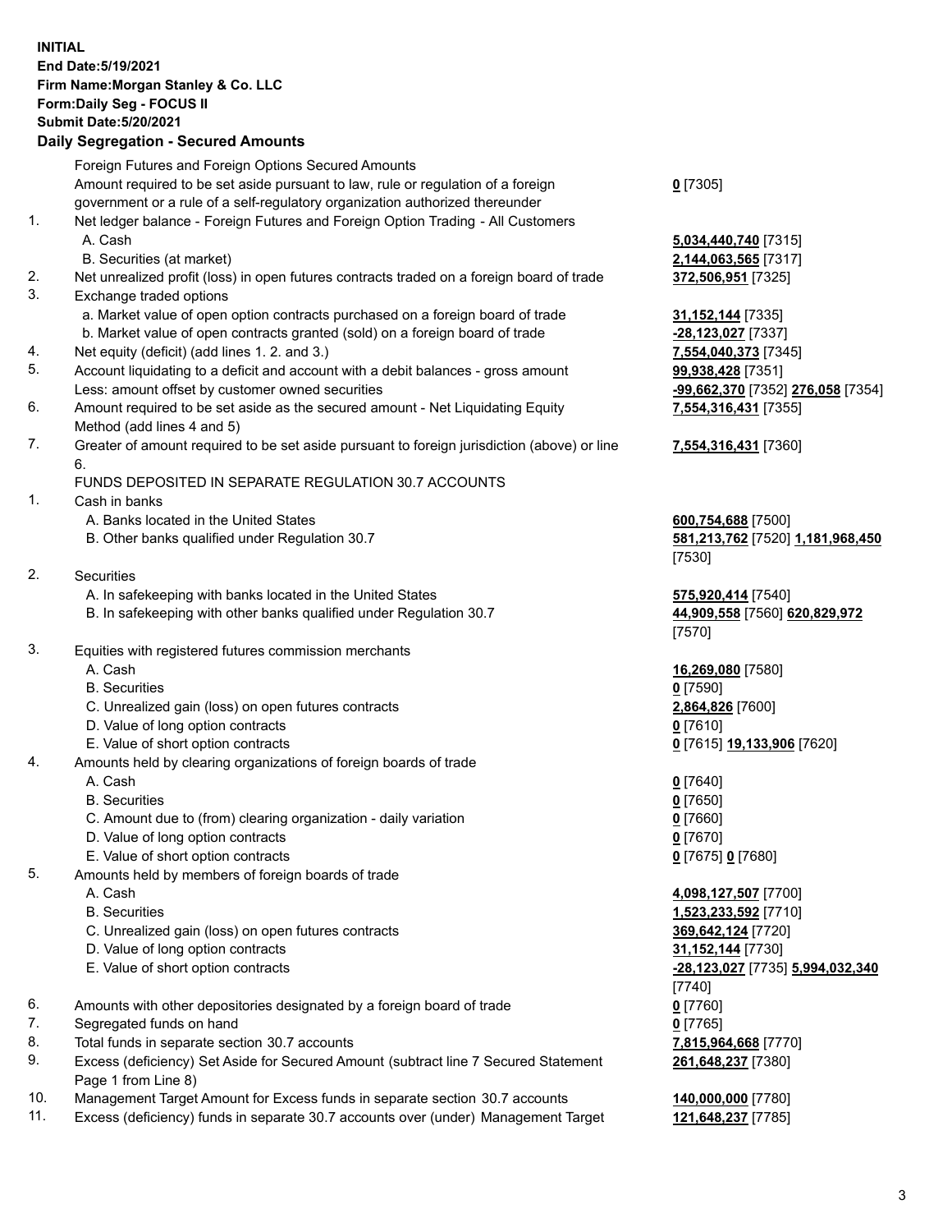**INITIAL**
**End Date:5/19/2021**
**Firm Name:Morgan Stanley & Co. LLC**
**Form:Daily Seg - FOCUS II**
**Submit Date:5/20/2021**

## Daily Segregation - Secured Amounts

| | | |
|---|---|---|
| | Foreign Futures and Foreign Options Secured Amounts | |
| | Amount required to be set aside pursuant to law, rule or regulation of a foreign government or a rule of a self-regulatory organization authorized thereunder | **0** [7305] |
| 1. | Net ledger balance - Foreign Futures and Foreign Option Trading - All Customers | |
| | A. Cash | **5,034,440,740** [7315] |
| | B. Securities (at market) | **2,144,063,565** [7317] |
| 2. | Net unrealized profit (loss) in open futures contracts traded on a foreign board of trade | **372,506,951** [7325] |
| 3. | Exchange traded options | |
| | a. Market value of open option contracts purchased on a foreign board of trade | **31,152,144** [7335] |
| | b. Market value of open contracts granted (sold) on a foreign board of trade | **-28,123,027** [7337] |
| 4. | Net equity (deficit) (add lines 1. 2. and 3.) | **7,554,040,373** [7345] |
| 5. | Account liquidating to a deficit and account with a debit balances - gross amount | **99,938,428** [7351] |
| | Less: amount offset by customer owned securities | **-99,662,370** [7352] **276,058** [7354] |
| 6. | Amount required to be set aside as the secured amount - Net Liquidating Equity Method (add lines 4 and 5) | **7,554,316,431** [7355] |
| 7. | Greater of amount required to be set aside pursuant to foreign jurisdiction (above) or line 6. | **7,554,316,431** [7360] |
| | FUNDS DEPOSITED IN SEPARATE REGULATION 30.7 ACCOUNTS | |
| 1. | Cash in banks | |
| | A. Banks located in the United States | **600,754,688** [7500] |
| | B. Other banks qualified under Regulation 30.7 | **581,213,762** [7520] **1,181,968,450** [7530] |
| 2. | Securities | |
| | A. In safekeeping with banks located in the United States | **575,920,414** [7540] |
| | B. In safekeeping with other banks qualified under Regulation 30.7 | **44,909,558** [7560] **620,829,972** [7570] |
| 3. | Equities with registered futures commission merchants | |
| | A. Cash | **16,269,080** [7580] |
| | B. Securities | **0** [7590] |
| | C. Unrealized gain (loss) on open futures contracts | **2,864,826** [7600] |
| | D. Value of long option contracts | **0** [7610] |
| | E. Value of short option contracts | **0** [7615] **19,133,906** [7620] |
| 4. | Amounts held by clearing organizations of foreign boards of trade | |
| | A. Cash | **0** [7640] |
| | B. Securities | **0** [7650] |
| | C. Amount due to (from) clearing organization - daily variation | **0** [7660] |
| | D. Value of long option contracts | **0** [7670] |
| | E. Value of short option contracts | **0** [7675] **0** [7680] |
| 5. | Amounts held by members of foreign boards of trade | |
| | A. Cash | **4,098,127,507** [7700] |
| | B. Securities | **1,523,233,592** [7710] |
| | C. Unrealized gain (loss) on open futures contracts | **369,642,124** [7720] |
| | D. Value of long option contracts | **31,152,144** [7730] |
| | E. Value of short option contracts | **-28,123,027** [7735] **5,994,032,340** [7740] |
| 6. | Amounts with other depositories designated by a foreign board of trade | **0** [7760] |
| 7. | Segregated funds on hand | **0** [7765] |
| 8. | Total funds in separate section 30.7 accounts | **7,815,964,668** [7770] |
| 9. | Excess (deficiency) Set Aside for Secured Amount (subtract line 7 Secured Statement Page 1 from Line 8) | **261,648,237** [7380] |
| 10. | Management Target Amount for Excess funds in separate section 30.7 accounts | **140,000,000** [7780] |
| 11. | Excess (deficiency) funds in separate 30.7 accounts over (under) Management Target | **121,648,237** [7785] |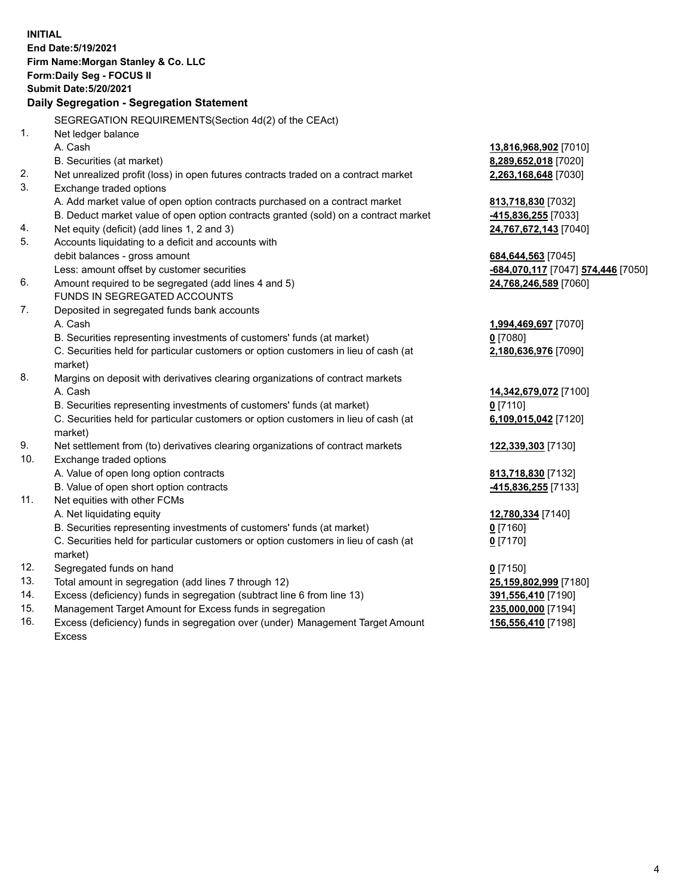**INITIAL**
**End Date:5/19/2021**
**Firm Name:Morgan Stanley & Co. LLC**
**Form:Daily Seg - FOCUS II**
**Submit Date:5/20/2021**
**Daily Segregation - Segregation Statement**

| | SEGREGATION REQUIREMENTS(Section 4d(2) of the CEAct) | |
|---|---|---|
| 1. | Net ledger balance | |
| | A. Cash | **13,816,968,902** [7010] |
| | B. Securities (at market) | **8,289,652,018** [7020] |
| 2. | Net unrealized profit (loss) in open futures contracts traded on a contract market | **2,263,168,648** [7030] |
| 3. | Exchange traded options | |
| | A. Add market value of open option contracts purchased on a contract market | **813,718,830** [7032] |
| | B. Deduct market value of open option contracts granted (sold) on a contract market | **-415,836,255** [7033] |
| 4. | Net equity (deficit) (add lines 1, 2 and 3) | **24,767,672,143** [7040] |
| 5. | Accounts liquidating to a deficit and accounts with debit balances - gross amount | **684,644,563** [7045] |
| | Less: amount offset by customer securities | **-684,070,117** [7047] **574,446** [7050] |
| 6. | Amount required to be segregated (add lines 4 and 5) | **24,768,246,589** [7060] |
| | FUNDS IN SEGREGATED ACCOUNTS | |
| 7. | Deposited in segregated funds bank accounts | |
| | A. Cash | **1,994,469,697** [7070] |
| | B. Securities representing investments of customers' funds (at market) | **0** [7080] |
| | C. Securities held for particular customers or option customers in lieu of cash (at market) | **2,180,636,976** [7090] |
| 8. | Margins on deposit with derivatives clearing organizations of contract markets | |
| | A. Cash | **14,342,679,072** [7100] |
| | B. Securities representing investments of customers' funds (at market) | **0** [7110] |
| | C. Securities held for particular customers or option customers in lieu of cash (at market) | **6,109,015,042** [7120] |
| 9. | Net settlement from (to) derivatives clearing organizations of contract markets | **122,339,303** [7130] |
| 10. | Exchange traded options | |
| | A. Value of open long option contracts | **813,718,830** [7132] |
| | B. Value of open short option contracts | **-415,836,255** [7133] |
| 11. | Net equities with other FCMs | |
| | A. Net liquidating equity | **12,780,334** [7140] |
| | B. Securities representing investments of customers' funds (at market) | **0** [7160] |
| | C. Securities held for particular customers or option customers in lieu of cash (at market) | **0** [7170] |
| 12. | Segregated funds on hand | **0** [7150] |
| 13. | Total amount in segregation (add lines 7 through 12) | **25,159,802,999** [7180] |
| 14. | Excess (deficiency) funds in segregation (subtract line 6 from line 13) | **391,556,410** [7190] |
| 15. | Management Target Amount for Excess funds in segregation | **235,000,000** [7194] |
| 16. | Excess (deficiency) funds in segregation over (under) Management Target Amount Excess | **156,556,410** [7198] |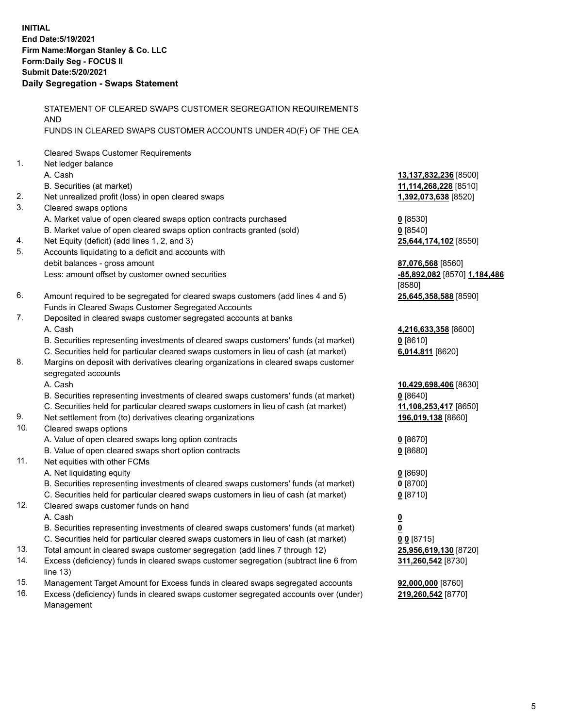**INITIAL**
**End Date:5/19/2021**
**Firm Name:Morgan Stanley & Co. LLC**
**Form:Daily Seg - FOCUS II**
**Submit Date:5/20/2021**
**Daily Segregation - Swaps Statement**

STATEMENT OF CLEARED SWAPS CUSTOMER SEGREGATION REQUIREMENTS AND
FUNDS IN CLEARED SWAPS CUSTOMER ACCOUNTS UNDER 4D(F) OF THE CEA

| | | |
|---|---|---|
| | Cleared Swaps Customer Requirements | |
| 1. | Net ledger balance | |
| | A. Cash | **13,137,832,236** [8500] |
| | B. Securities (at market) | **11,114,268,228** [8510] |
| 2. | Net unrealized profit (loss) in open cleared swaps | **1,392,073,638** [8520] |
| 3. | Cleared swaps options | |
| | A. Market value of open cleared swaps option contracts purchased | **0** [8530] |
| | B. Market value of open cleared swaps option contracts granted (sold) | **0** [8540] |
| 4. | Net Equity (deficit) (add lines 1, 2, and 3) | **25,644,174,102** [8550] |
| 5. | Accounts liquidating to a deficit and accounts with debit balances - gross amount | **87,076,568** [8560] |
| | Less: amount offset by customer owned securities | **-85,892,082** [8570] **1,184,486** [8580] |
| 6. | Amount required to be segregated for cleared swaps customers (add lines 4 and 5) | **25,645,358,588** [8590] |
| | Funds in Cleared Swaps Customer Segregated Accounts | |
| 7. | Deposited in cleared swaps customer segregated accounts at banks | |
| | A. Cash | **4,216,633,358** [8600] |
| | B. Securities representing investments of cleared swaps customers' funds (at market) | **0** [8610] |
| | C. Securities held for particular cleared swaps customers in lieu of cash (at market) | **6,014,811** [8620] |
| 8. | Margins on deposit with derivatives clearing organizations in cleared swaps customer segregated accounts | |
| | A. Cash | **10,429,698,406** [8630] |
| | B. Securities representing investments of cleared swaps customers' funds (at market) | **0** [8640] |
| | C. Securities held for particular cleared swaps customers in lieu of cash (at market) | **11,108,253,417** [8650] |
| 9. | Net settlement from (to) derivatives clearing organizations | **196,019,138** [8660] |
| 10. | Cleared swaps options | |
| | A. Value of open cleared swaps long option contracts | **0** [8670] |
| | B. Value of open cleared swaps short option contracts | **0** [8680] |
| 11. | Net equities with other FCMs | |
| | A. Net liquidating equity | **0** [8690] |
| | B. Securities representing investments of cleared swaps customers' funds (at market) | **0** [8700] |
| | C. Securities held for particular cleared swaps customers in lieu of cash (at market) | **0** [8710] |
| 12. | Cleared swaps customer funds on hand | |
| | A. Cash | **0** |
| | B. Securities representing investments of cleared swaps customers' funds (at market) | **0** |
| | C. Securities held for particular cleared swaps customers in lieu of cash (at market) | **0** **0** [8715] |
| 13. | Total amount in cleared swaps customer segregation (add lines 7 through 12) | **25,956,619,130** [8720] |
| 14. | Excess (deficiency) funds in cleared swaps customer segregation (subtract line 6 from line 13) | **311,260,542** [8730] |
| 15. | Management Target Amount for Excess funds in cleared swaps segregated accounts | **92,000,000** [8760] |
| 16. | Excess (deficiency) funds in cleared swaps customer segregated accounts over (under) Management | **219,260,542** [8770] |